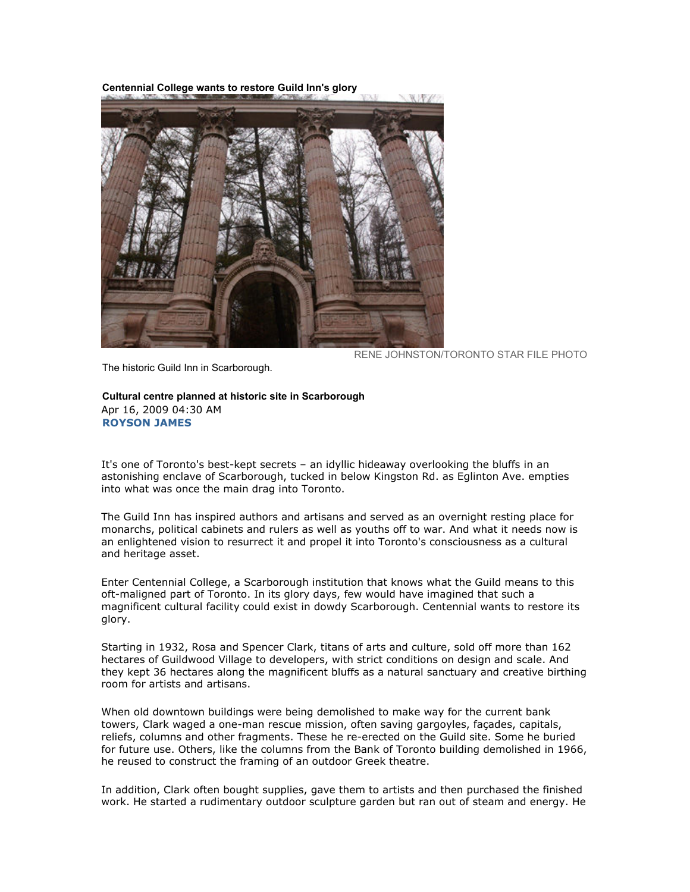**Centennial College wants to restore Guild Inn's glory**

RENE JOHNSTON/TORONTO STAR FILE PHOTO

The historic Guild Inn in Scarborough.

**Cultural centre planned at historic site in Scarborough**
Apr 16, 2009 04:30 AM
**ROYSON JAMES**

It's one of Toronto's best-kept secrets – an idyllic hideaway overlooking the bluffs in an astonishing enclave of Scarborough, tucked in below Kingston Rd. as Eglinton Ave. empties into what was once the main drag into Toronto.

The Guild Inn has inspired authors and artisans and served as an overnight resting place for monarchs, political cabinets and rulers as well as youths off to war. And what it needs now is an enlightened vision to resurrect it and propel it into Toronto's consciousness as a cultural and heritage asset.

Enter Centennial College, a Scarborough institution that knows what the Guild means to this oft-maligned part of Toronto. In its glory days, few would have imagined that such a magnificent cultural facility could exist in dowdy Scarborough. Centennial wants to restore its glory.

Starting in 1932, Rosa and Spencer Clark, titans of arts and culture, sold off more than 162 hectares of Guildwood Village to developers, with strict conditions on design and scale. And they kept 36 hectares along the magnificent bluffs as a natural sanctuary and creative birthing room for artists and artisans.

When old downtown buildings were being demolished to make way for the current bank towers, Clark waged a one-man rescue mission, often saving gargoyles, façades, capitals, reliefs, columns and other fragments. These he re-erected on the Guild site. Some he buried for future use. Others, like the columns from the Bank of Toronto building demolished in 1966, he reused to construct the framing of an outdoor Greek theatre.

In addition, Clark often bought supplies, gave them to artists and then purchased the finished work. He started a rudimentary outdoor sculpture garden but ran out of steam and energy. He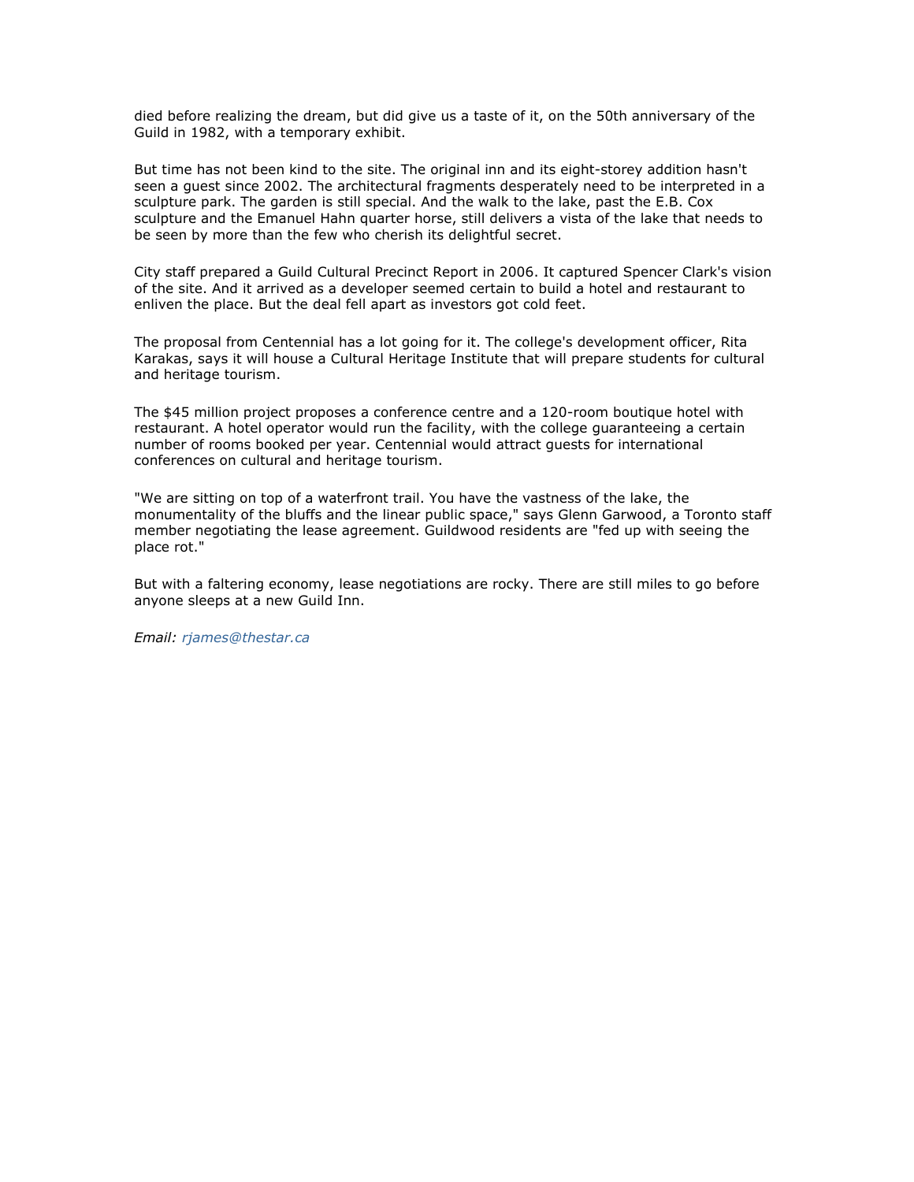died before realizing the dream, but did give us a taste of it, on the 50th anniversary of the Guild in 1982, with a temporary exhibit.

But time has not been kind to the site. The original inn and its eight-storey addition hasn't seen a guest since 2002. The architectural fragments desperately need to be interpreted in a sculpture park. The garden is still special. And the walk to the lake, past the E.B. Cox sculpture and the Emanuel Hahn quarter horse, still delivers a vista of the lake that needs to be seen by more than the few who cherish its delightful secret.

City staff prepared a Guild Cultural Precinct Report in 2006. It captured Spencer Clark's vision of the site. And it arrived as a developer seemed certain to build a hotel and restaurant to enliven the place. But the deal fell apart as investors got cold feet.

The proposal from Centennial has a lot going for it. The college's development officer, Rita Karakas, says it will house a Cultural Heritage Institute that will prepare students for cultural and heritage tourism.

The $45 million project proposes a conference centre and a 120-room boutique hotel with restaurant. A hotel operator would run the facility, with the college guaranteeing a certain number of rooms booked per year. Centennial would attract guests for international conferences on cultural and heritage tourism.

"We are sitting on top of a waterfront trail. You have the vastness of the lake, the monumentality of the bluffs and the linear public space," says Glenn Garwood, a Toronto staff member negotiating the lease agreement. Guildwood residents are "fed up with seeing the place rot."

But with a faltering economy, lease negotiations are rocky. There are still miles to go before anyone sleeps at a new Guild Inn.

*Email: rjames@thestar.ca*